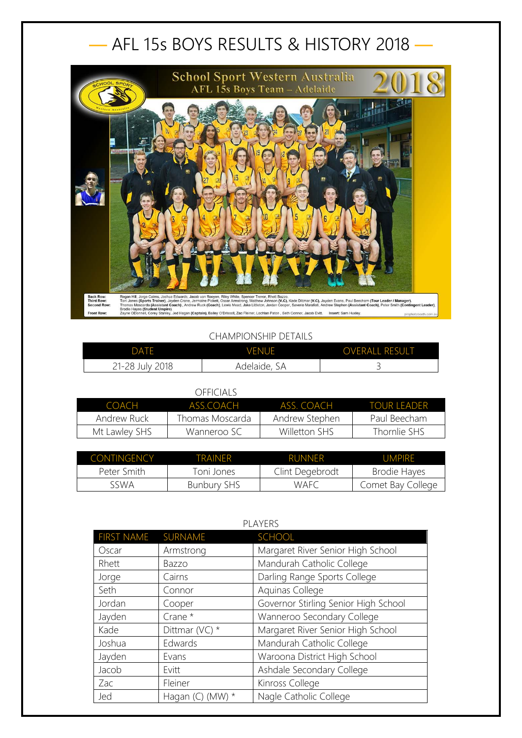# AFL 15s BOYS RESULTS & HISTORY 2018

CHAMPIONSHIP DETAILS

| DATE | VENUE | OVERALL RESULT |
|---|---|---|
| 21-28 July 2018 | Adelaide, SA | 3 |

OFFICIALS

| COACH | ASS.COACH | ASS. COACH | TOUR LEADER |
|---|---|---|---|
| Andrew Ruck | Thomas Moscarda | Andrew Stephen | Paul Beecham |
| Mt Lawley SHS | Wanneroo SC | Willetton SHS | Thornlie SHS |

| CONTINGENCY | TRAINER | RUNNER | UMPIRE |
|---|---|---|---|
| Peter Smith | Toni Jones | Clint Degebrodt | Brodie Hayes |
| SSWA | Bunbury SHS | WAFC | Comet Bay College |

PLAYERS

| FIRST NAME | SURNAME | SCHOOL |
|---|---|---|
| Oscar | Armstrong | Margaret River Senior High School |
| Rhett | Bazzo | Mandurah Catholic College |
| Jorge | Cairns | Darling Range Sports College |
| Seth | Connor | Aquinas College |
| Jordan | Cooper | Governor Stirling Senior High School |
| Jayden | Crane * | Wanneroo Secondary College |
| Kade | Dittmar (VC) * | Margaret River Senior High School |
| Joshua | Edwards | Mandurah Catholic College |
| Jayden | Evans | Waroona District High School |
| Jacob | Evitt | Ashdale Secondary College |
| Zac | Fleiner | Kinross College |
| Jed | Hagan (C) (MW) * | Nagle Catholic College |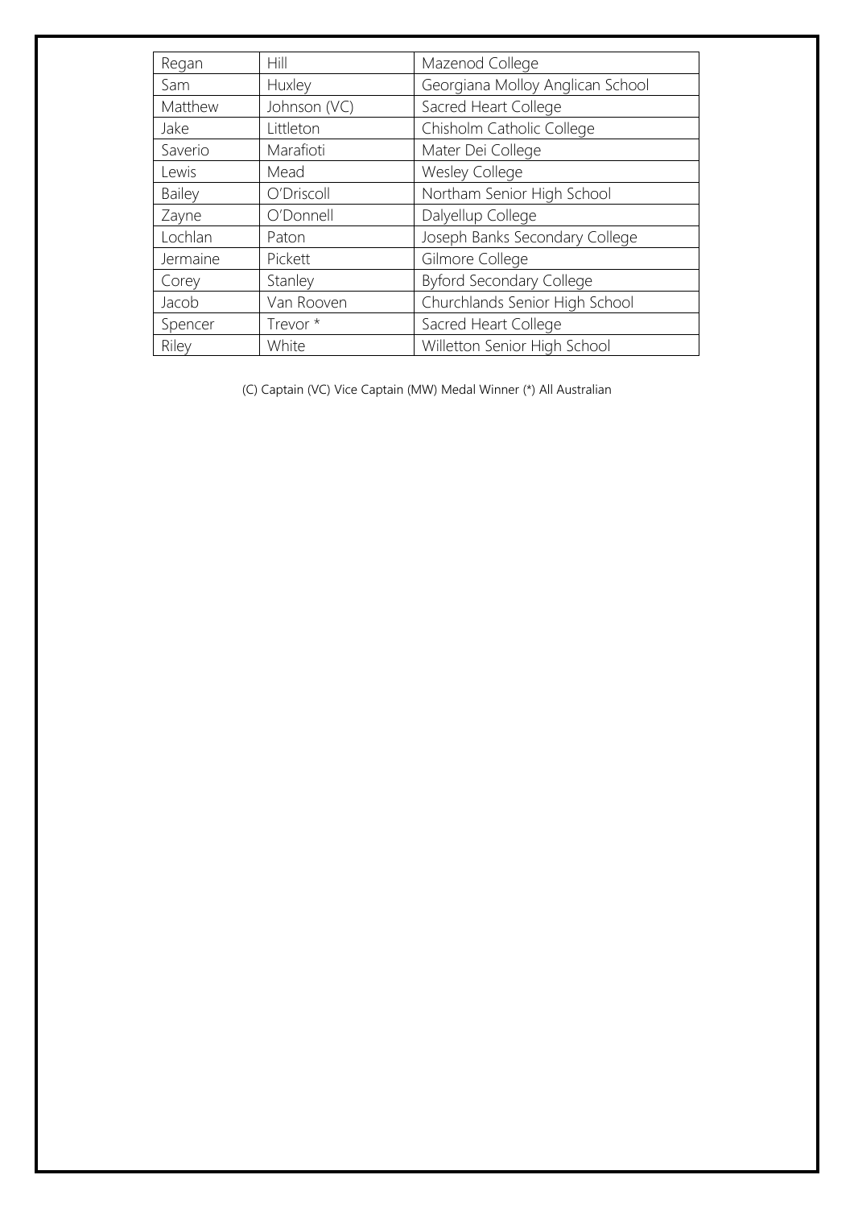| | | |
|---|---|---|
| Regan | Hill | Mazenod College |
| Sam | Huxley | Georgiana Molloy Anglican School |
| Matthew | Johnson (VC) | Sacred Heart College |
| Jake | Littleton | Chisholm Catholic College |
| Saverio | Marafioti | Mater Dei College |
| Lewis | Mead | Wesley College |
| Bailey | O'Driscoll | Northam Senior High School |
| Zayne | O'Donnell | Dalyellup College |
| Lochlan | Paton | Joseph Banks Secondary College |
| Jermaine | Pickett | Gilmore College |
| Corey | Stanley | Byford Secondary College |
| Jacob | Van Rooven | Churchlands Senior High School |
| Spencer | Trevor * | Sacred Heart College |
| Riley | White | Willetton Senior High School |

(C) Captain (VC) Vice Captain (MW) Medal Winner (*) All Australian